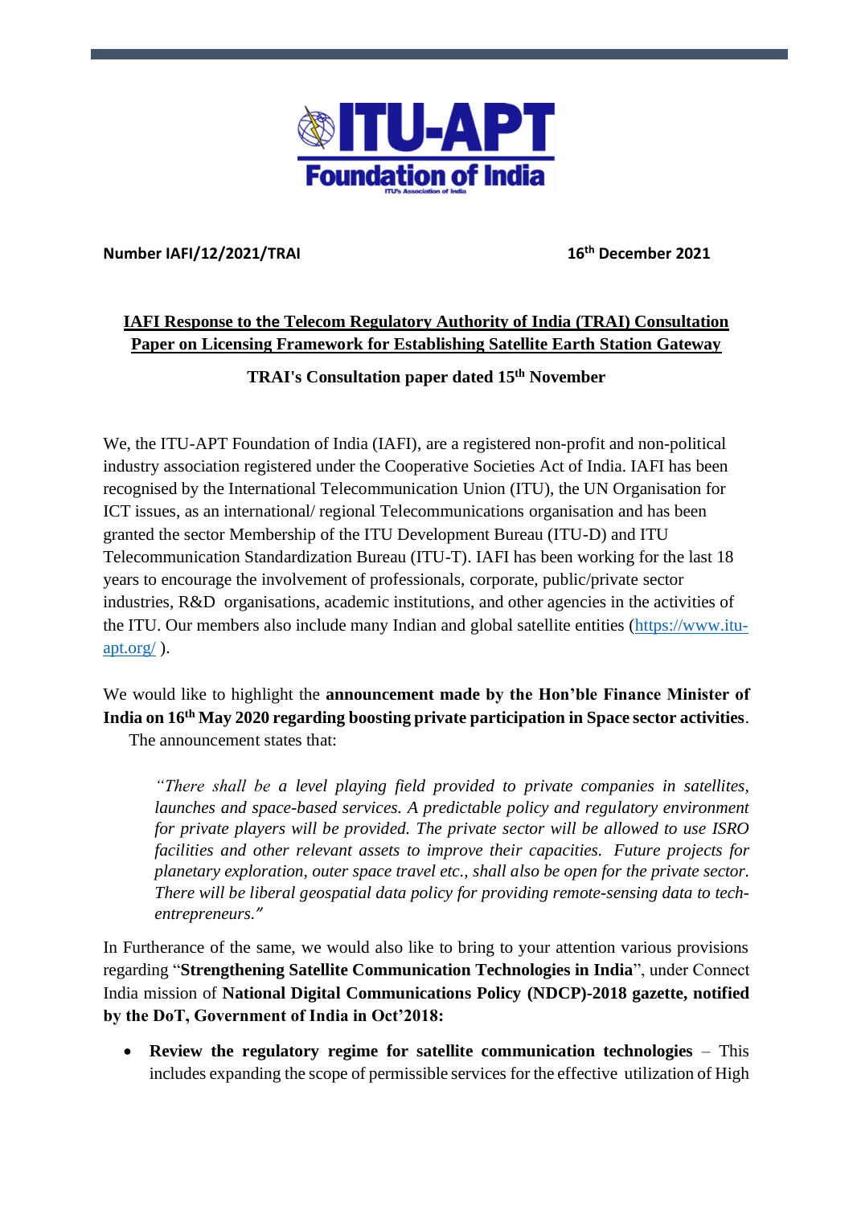**Number IAFI/12/2021/TRAI** **16th December 2021**

**IAFI Response to the Telecom Regulatory Authority of India (TRAI) Consultation Paper on Licensing Framework for Establishing Satellite Earth Station Gateway**

**TRAI's Consultation paper dated 15th November**

We, the ITU-APT Foundation of India (IAFI), are a registered non-profit and non-political industry association registered under the Cooperative Societies Act of India. IAFI has been recognised by the International Telecommunication Union (ITU), the UN Organisation for ICT issues, as an international/ regional Telecommunications organisation and has been granted the sector Membership of the ITU Development Bureau (ITU-D) and ITU Telecommunication Standardization Bureau (ITU-T). IAFI has been working for the last 18 years to encourage the involvement of professionals, corporate, public/private sector industries, R&D organisations, academic institutions, and other agencies in the activities of the ITU. Our members also include many Indian and global satellite entities ([https://www.itu-apt.org/](https://www.itu-apt.org/) ).

We would like to highlight the **announcement made by the Hon'ble Finance Minister of India on 16th May 2020 regarding boosting private participation in Space sector activities**. The announcement states that:

> *"There shall be a level playing field provided to private companies in satellites, launches and space-based services. A predictable policy and regulatory environment for private players will be provided. The private sector will be allowed to use ISRO facilities and other relevant assets to improve their capacities. Future projects for planetary exploration, outer space travel etc., shall also be open for the private sector. There will be liberal geospatial data policy for providing remote-sensing data to tech-entrepreneurs."*

In Furtherance of the same, we would also like to bring to your attention various provisions regarding "**Strengthening Satellite Communication Technologies in India**", under Connect India mission of **National Digital Communications Policy (NDCP)-2018 gazette, notified by the DoT, Government of India in Oct'2018:**

- **Review the regulatory regime for satellite communication technologies** – This includes expanding the scope of permissible services for the effective utilization of High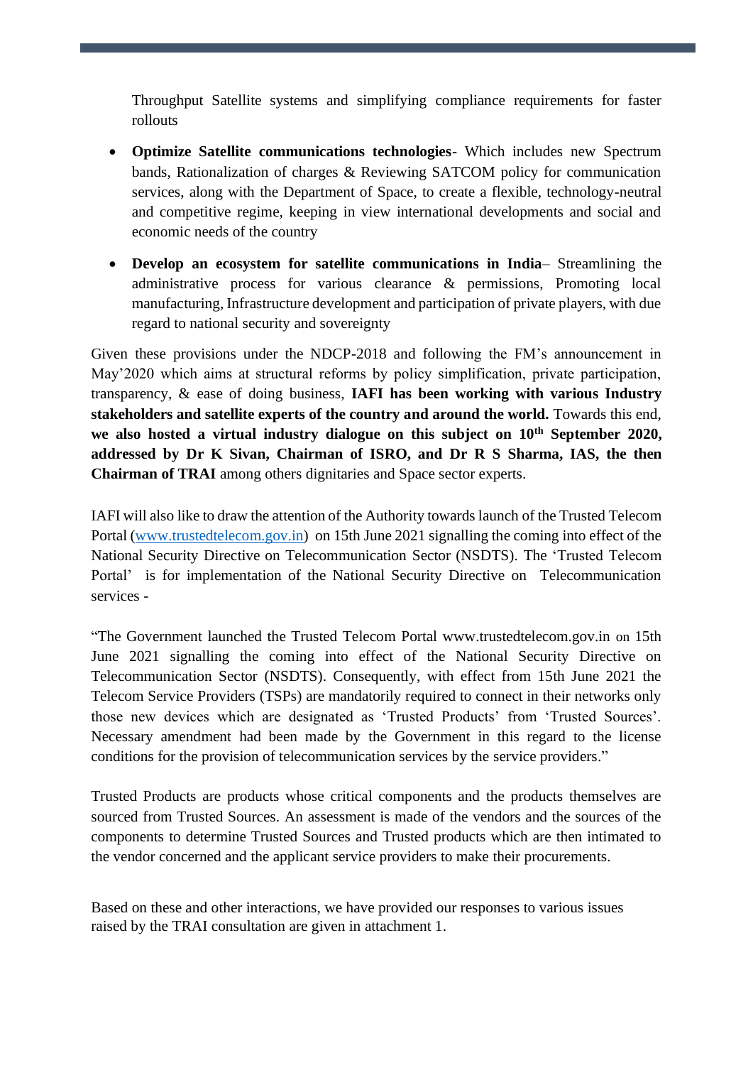Throughput Satellite systems and simplifying compliance requirements for faster rollouts

- **Optimize Satellite communications technologies**- Which includes new Spectrum bands, Rationalization of charges & Reviewing SATCOM policy for communication services, along with the Department of Space, to create a flexible, technology-neutral and competitive regime, keeping in view international developments and social and economic needs of the country
- **Develop an ecosystem for satellite communications in India**– Streamlining the administrative process for various clearance & permissions, Promoting local manufacturing, Infrastructure development and participation of private players, with due regard to national security and sovereignty

Given these provisions under the NDCP-2018 and following the FM's announcement in May'2020 which aims at structural reforms by policy simplification, private participation, transparency, & ease of doing business, **IAFI has been working with various Industry stakeholders and satellite experts of the country and around the world.** Towards this end, **we also hosted a virtual industry dialogue on this subject on 10th September 2020, addressed by Dr K Sivan, Chairman of ISRO, and Dr R S Sharma, IAS, the then Chairman of TRAI** among others dignitaries and Space sector experts.

IAFI will also like to draw the attention of the Authority towards launch of the Trusted Telecom Portal (www.trustedtelecom.gov.in) on 15th June 2021 signalling the coming into effect of the National Security Directive on Telecommunication Sector (NSDTS). The 'Trusted Telecom Portal' is for implementation of the National Security Directive on Telecommunication services -

"The Government launched the Trusted Telecom Portal www.trustedtelecom.gov.in on 15th June 2021 signalling the coming into effect of the National Security Directive on Telecommunication Sector (NSDTS). Consequently, with effect from 15th June 2021 the Telecom Service Providers (TSPs) are mandatorily required to connect in their networks only those new devices which are designated as 'Trusted Products' from 'Trusted Sources'. Necessary amendment had been made by the Government in this regard to the license conditions for the provision of telecommunication services by the service providers."

Trusted Products are products whose critical components and the products themselves are sourced from Trusted Sources. An assessment is made of the vendors and the sources of the components to determine Trusted Sources and Trusted products which are then intimated to the vendor concerned and the applicant service providers to make their procurements.

Based on these and other interactions, we have provided our responses to various issues raised by the TRAI consultation are given in attachment 1.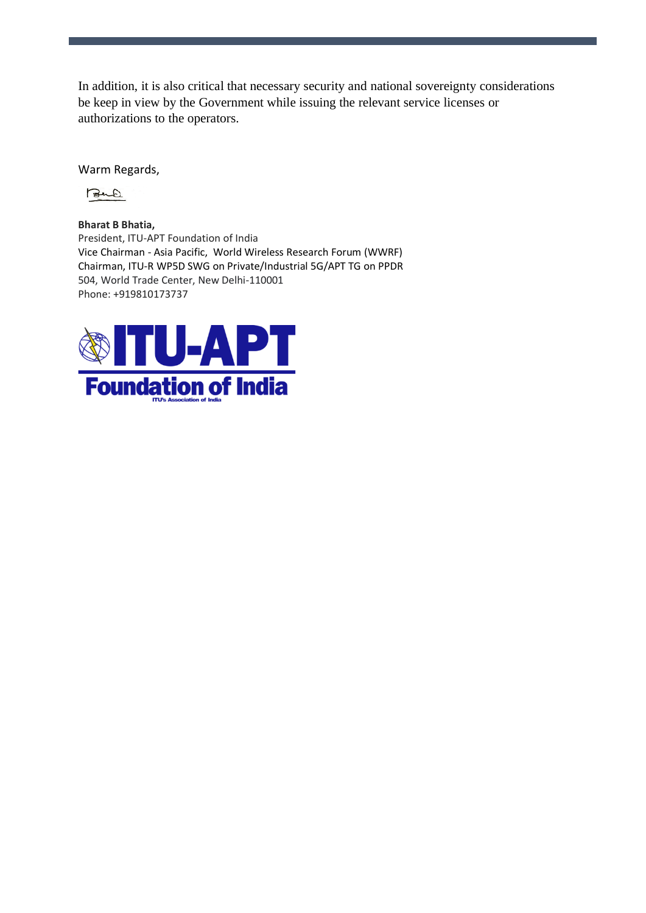In addition, it is also critical that necessary security and national sovereignty considerations be keep in view by the Government while issuing the relevant service licenses or authorizations to the operators.

Warm Regards,

**Bharat B Bhatia,**
President, ITU-APT Foundation of India
Vice Chairman - Asia Pacific, World Wireless Research Forum (WWRF)
Chairman, ITU-R WP5D SWG on Private/Industrial 5G/APT TG on PPDR
504, World Trade Center, New Delhi-110001
Phone: +919810173737

ITU-APT
Foundation of India
ITU's Association of India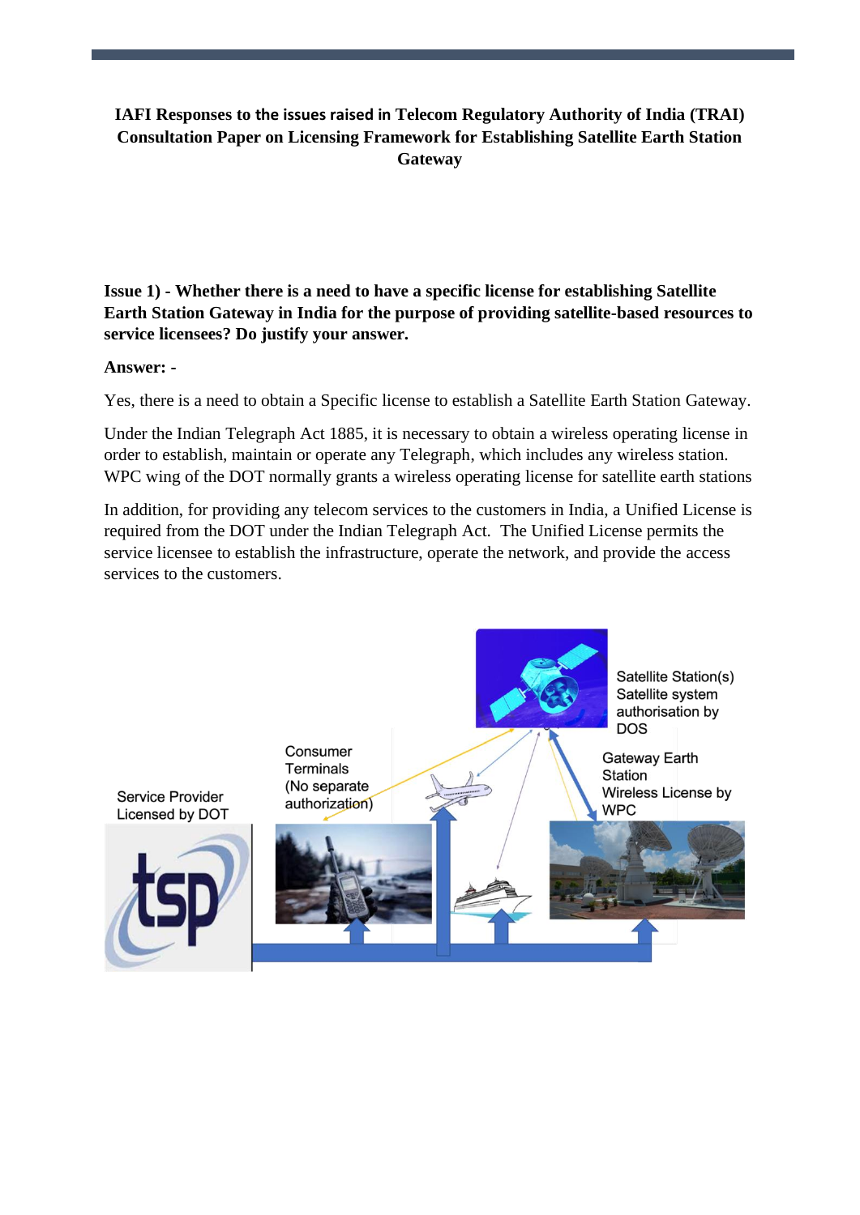**IAFI Responses to the issues raised in Telecom Regulatory Authority of India (TRAI) Consultation Paper on Licensing Framework for Establishing Satellite Earth Station Gateway**

**Issue 1) - Whether there is a need to have a specific license for establishing Satellite Earth Station Gateway in India for the purpose of providing satellite-based resources to service licensees? Do justify your answer.**

**Answer: -**

Yes, there is a need to obtain a Specific license to establish a Satellite Earth Station Gateway.

Under the Indian Telegraph Act 1885, it is necessary to obtain a wireless operating license in order to establish, maintain or operate any Telegraph, which includes any wireless station. WPC wing of the DOT normally grants a wireless operating license for satellite earth stations

In addition, for providing any telecom services to the customers in India, a Unified License is required from the DOT under the Indian Telegraph Act. The Unified License permits the service licensee to establish the infrastructure, operate the network, and provide the access services to the customers.

Satellite Station(s) Satellite system authorisation by DOS

Gateway Earth Station Wireless License by WPC

Consumer Terminals (No separate authorization)

Service Provider Licensed by DOT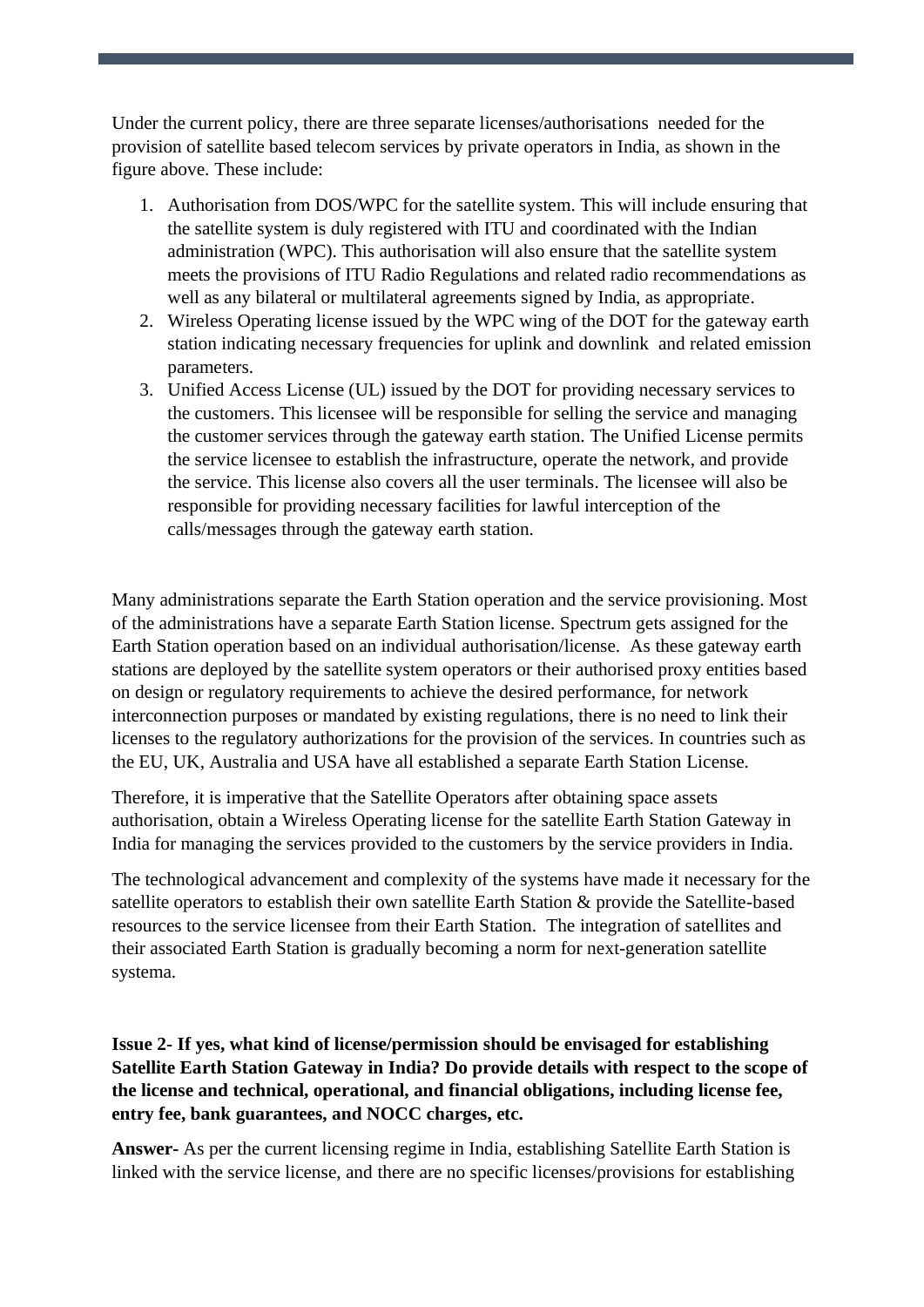Under the current policy, there are three separate licenses/authorisations needed for the provision of satellite based telecom services by private operators in India, as shown in the figure above. These include:

1. Authorisation from DOS/WPC for the satellite system. This will include ensuring that the satellite system is duly registered with ITU and coordinated with the Indian administration (WPC). This authorisation will also ensure that the satellite system meets the provisions of ITU Radio Regulations and related radio recommendations as well as any bilateral or multilateral agreements signed by India, as appropriate.
2. Wireless Operating license issued by the WPC wing of the DOT for the gateway earth station indicating necessary frequencies for uplink and downlink and related emission parameters.
3. Unified Access License (UL) issued by the DOT for providing necessary services to the customers. This licensee will be responsible for selling the service and managing the customer services through the gateway earth station. The Unified License permits the service licensee to establish the infrastructure, operate the network, and provide the service. This license also covers all the user terminals. The licensee will also be responsible for providing necessary facilities for lawful interception of the calls/messages through the gateway earth station.

Many administrations separate the Earth Station operation and the service provisioning. Most of the administrations have a separate Earth Station license. Spectrum gets assigned for the Earth Station operation based on an individual authorisation/license. As these gateway earth stations are deployed by the satellite system operators or their authorised proxy entities based on design or regulatory requirements to achieve the desired performance, for network interconnection purposes or mandated by existing regulations, there is no need to link their licenses to the regulatory authorizations for the provision of the services. In countries such as the EU, UK, Australia and USA have all established a separate Earth Station License.

Therefore, it is imperative that the Satellite Operators after obtaining space assets authorisation, obtain a Wireless Operating license for the satellite Earth Station Gateway in India for managing the services provided to the customers by the service providers in India.

The technological advancement and complexity of the systems have made it necessary for the satellite operators to establish their own satellite Earth Station & provide the Satellite-based resources to the service licensee from their Earth Station. The integration of satellites and their associated Earth Station is gradually becoming a norm for next-generation satellite systema.

**Issue 2- If yes, what kind of license/permission should be envisaged for establishing Satellite Earth Station Gateway in India? Do provide details with respect to the scope of the license and technical, operational, and financial obligations, including license fee, entry fee, bank guarantees, and NOCC charges, etc.**

**Answer-** As per the current licensing regime in India, establishing Satellite Earth Station is linked with the service license, and there are no specific licenses/provisions for establishing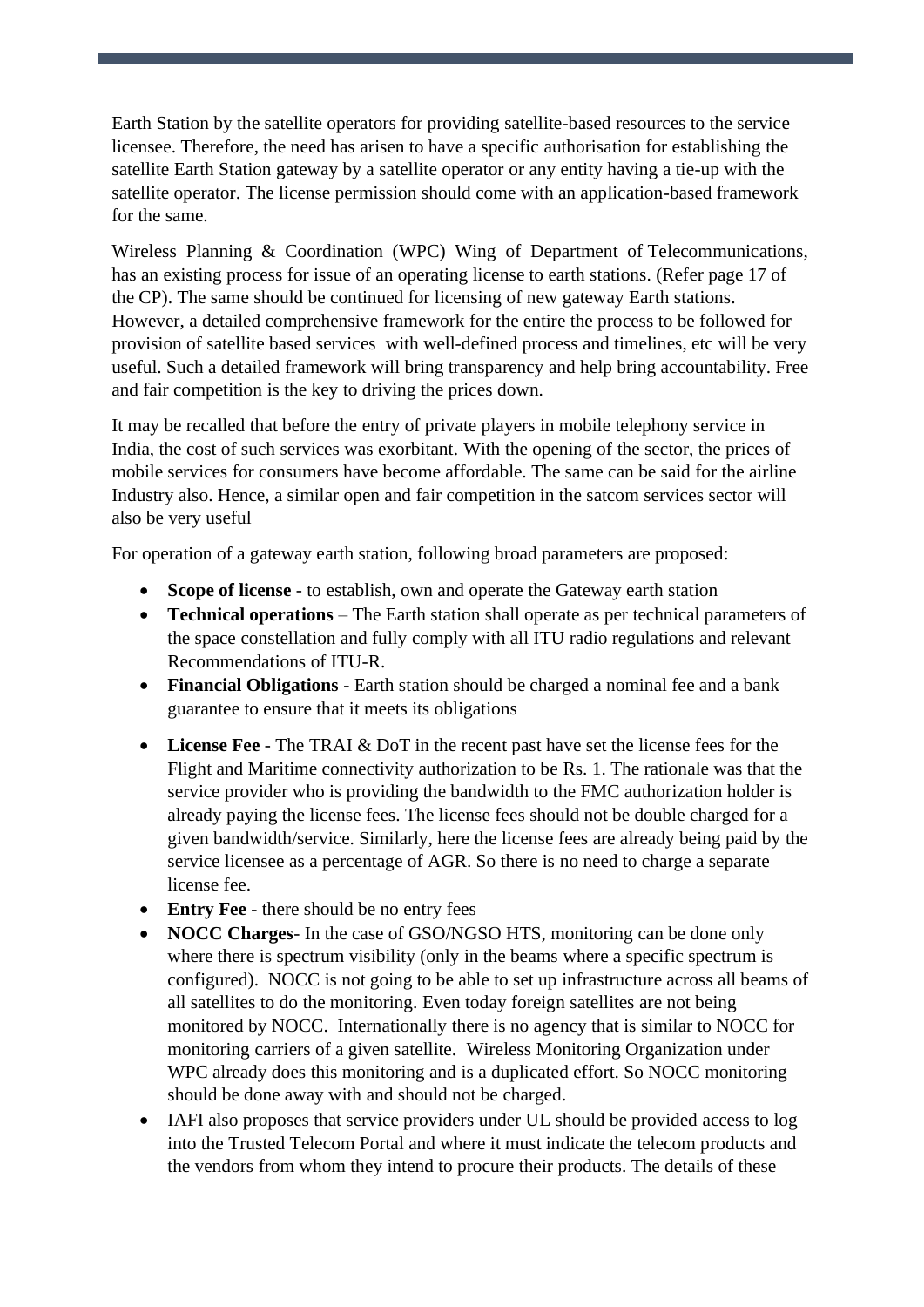Earth Station by the satellite operators for providing satellite-based resources to the service licensee. Therefore, the need has arisen to have a specific authorisation for establishing the satellite Earth Station gateway by a satellite operator or any entity having a tie-up with the satellite operator. The license permission should come with an application-based framework for the same.

Wireless Planning & Coordination (WPC) Wing of Department of Telecommunications, has an existing process for issue of an operating license to earth stations. (Refer page 17 of the CP). The same should be continued for licensing of new gateway Earth stations. However, a detailed comprehensive framework for the entire the process to be followed for provision of satellite based services with well-defined process and timelines, etc will be very useful. Such a detailed framework will bring transparency and help bring accountability. Free and fair competition is the key to driving the prices down.

It may be recalled that before the entry of private players in mobile telephony service in India, the cost of such services was exorbitant. With the opening of the sector, the prices of mobile services for consumers have become affordable. The same can be said for the airline Industry also. Hence, a similar open and fair competition in the satcom services sector will also be very useful

For operation of a gateway earth station, following broad parameters are proposed:

- **Scope of license** - to establish, own and operate the Gateway earth station
- **Technical operations** – The Earth station shall operate as per technical parameters of the space constellation and fully comply with all ITU radio regulations and relevant Recommendations of ITU-R.
- **Financial Obligations** - Earth station should be charged a nominal fee and a bank guarantee to ensure that it meets its obligations
- **License Fee** - The TRAI & DoT in the recent past have set the license fees for the Flight and Maritime connectivity authorization to be Rs. 1. The rationale was that the service provider who is providing the bandwidth to the FMC authorization holder is already paying the license fees. The license fees should not be double charged for a given bandwidth/service. Similarly, here the license fees are already being paid by the service licensee as a percentage of AGR. So there is no need to charge a separate license fee.
- **Entry Fee** - there should be no entry fees
- **NOCC Charges**- In the case of GSO/NGSO HTS, monitoring can be done only where there is spectrum visibility (only in the beams where a specific spectrum is configured). NOCC is not going to be able to set up infrastructure across all beams of all satellites to do the monitoring. Even today foreign satellites are not being monitored by NOCC. Internationally there is no agency that is similar to NOCC for monitoring carriers of a given satellite. Wireless Monitoring Organization under WPC already does this monitoring and is a duplicated effort. So NOCC monitoring should be done away with and should not be charged.
- IAFI also proposes that service providers under UL should be provided access to log into the Trusted Telecom Portal and where it must indicate the telecom products and the vendors from whom they intend to procure their products. The details of these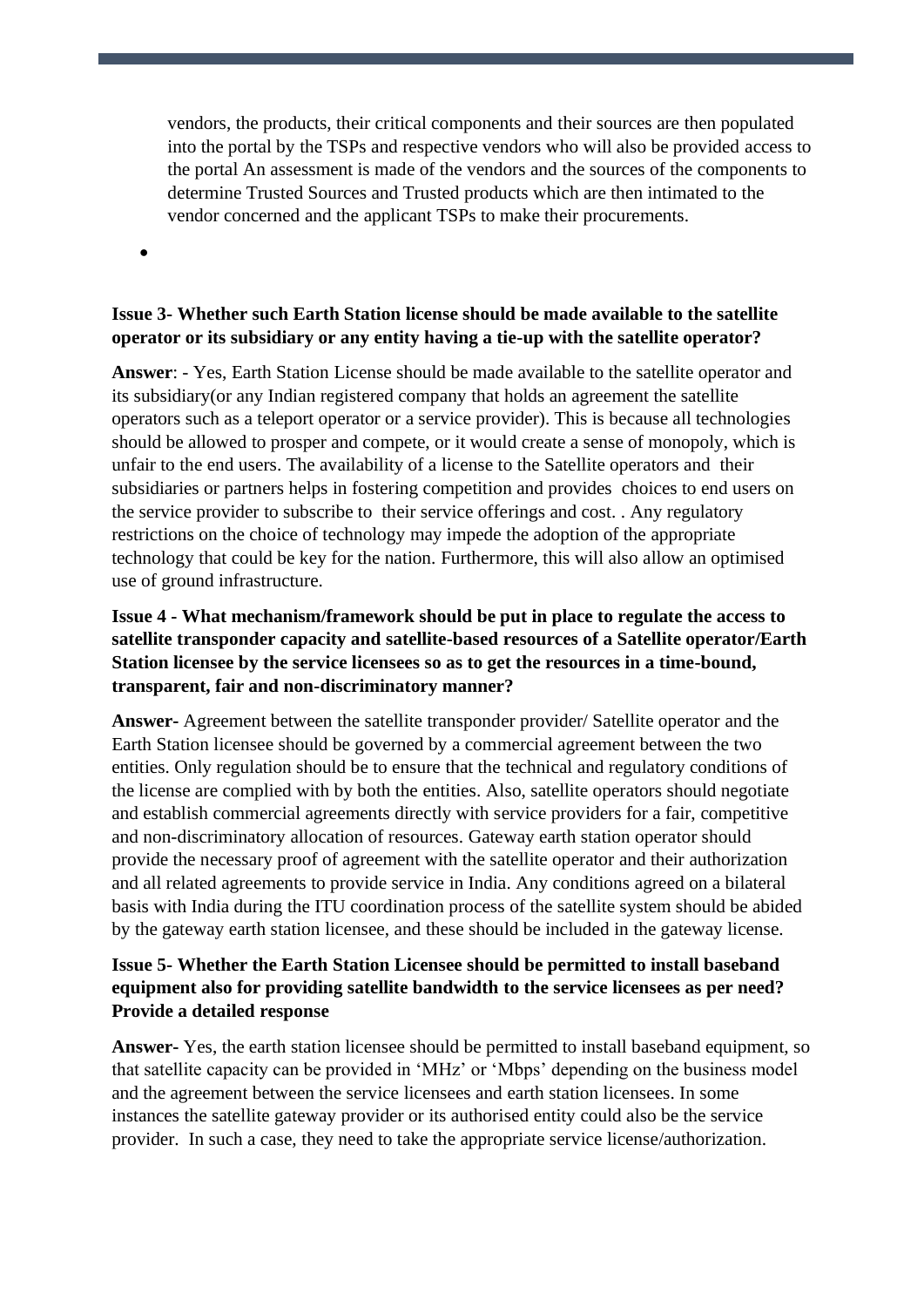vendors, the products, their critical components and their sources are then populated into the portal by the TSPs and respective vendors who will also be provided access to the portal An assessment is made of the vendors and the sources of the components to determine Trusted Sources and Trusted products which are then intimated to the vendor concerned and the applicant TSPs to make their procurements.

- 

**Issue 3- Whether such Earth Station license should be made available to the satellite operator or its subsidiary or any entity having a tie-up with the satellite operator?**

**Answer**: - Yes, Earth Station License should be made available to the satellite operator and its subsidiary(or any Indian registered company that holds an agreement the satellite operators such as a teleport operator or a service provider). This is because all technologies should be allowed to prosper and compete, or it would create a sense of monopoly, which is unfair to the end users. The availability of a license to the Satellite operators and their subsidiaries or partners helps in fostering competition and provides choices to end users on the service provider to subscribe to their service offerings and cost. . Any regulatory restrictions on the choice of technology may impede the adoption of the appropriate technology that could be key for the nation. Furthermore, this will also allow an optimised use of ground infrastructure.

**Issue 4 - What mechanism/framework should be put in place to regulate the access to satellite transponder capacity and satellite-based resources of a Satellite operator/Earth Station licensee by the service licensees so as to get the resources in a time-bound, transparent, fair and non-discriminatory manner?**

**Answer-** Agreement between the satellite transponder provider/ Satellite operator and the Earth Station licensee should be governed by a commercial agreement between the two entities. Only regulation should be to ensure that the technical and regulatory conditions of the license are complied with by both the entities. Also, satellite operators should negotiate and establish commercial agreements directly with service providers for a fair, competitive and non-discriminatory allocation of resources. Gateway earth station operator should provide the necessary proof of agreement with the satellite operator and their authorization and all related agreements to provide service in India. Any conditions agreed on a bilateral basis with India during the ITU coordination process of the satellite system should be abided by the gateway earth station licensee, and these should be included in the gateway license.

**Issue 5- Whether the Earth Station Licensee should be permitted to install baseband equipment also for providing satellite bandwidth to the service licensees as per need? Provide a detailed response**

**Answer-** Yes, the earth station licensee should be permitted to install baseband equipment, so that satellite capacity can be provided in 'MHz' or 'Mbps' depending on the business model and the agreement between the service licensees and earth station licensees. In some instances the satellite gateway provider or its authorised entity could also be the service provider. In such a case, they need to take the appropriate service license/authorization.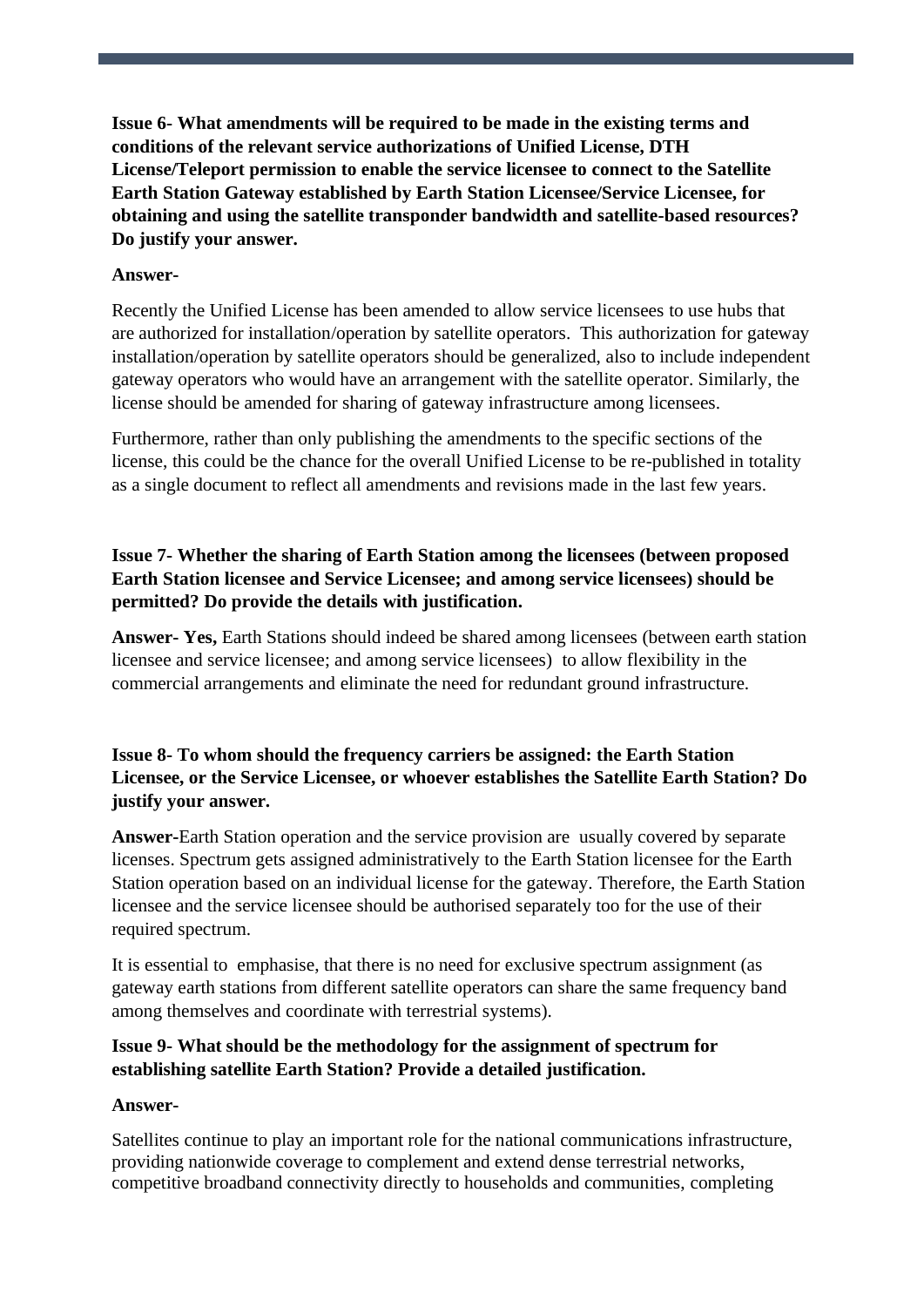**Issue 6- What amendments will be required to be made in the existing terms and conditions of the relevant service authorizations of Unified License, DTH License/Teleport permission to enable the service licensee to connect to the Satellite Earth Station Gateway established by Earth Station Licensee/Service Licensee, for obtaining and using the satellite transponder bandwidth and satellite-based resources? Do justify your answer.**

**Answer-**

Recently the Unified License has been amended to allow service licensees to use hubs that are authorized for installation/operation by satellite operators. This authorization for gateway installation/operation by satellite operators should be generalized, also to include independent gateway operators who would have an arrangement with the satellite operator. Similarly, the license should be amended for sharing of gateway infrastructure among licensees.

Furthermore, rather than only publishing the amendments to the specific sections of the license, this could be the chance for the overall Unified License to be re-published in totality as a single document to reflect all amendments and revisions made in the last few years.

**Issue 7- Whether the sharing of Earth Station among the licensees (between proposed Earth Station licensee and Service Licensee; and among service licensees) should be permitted? Do provide the details with justification.**

**Answer- Yes,** Earth Stations should indeed be shared among licensees (between earth station licensee and service licensee; and among service licensees) to allow flexibility in the commercial arrangements and eliminate the need for redundant ground infrastructure.

**Issue 8- To whom should the frequency carriers be assigned: the Earth Station Licensee, or the Service Licensee, or whoever establishes the Satellite Earth Station? Do justify your answer.**

**Answer-**Earth Station operation and the service provision are usually covered by separate licenses. Spectrum gets assigned administratively to the Earth Station licensee for the Earth Station operation based on an individual license for the gateway. Therefore, the Earth Station licensee and the service licensee should be authorised separately too for the use of their required spectrum.

It is essential to emphasise, that there is no need for exclusive spectrum assignment (as gateway earth stations from different satellite operators can share the same frequency band among themselves and coordinate with terrestrial systems).

**Issue 9- What should be the methodology for the assignment of spectrum for establishing satellite Earth Station? Provide a detailed justification.**

**Answer-**

Satellites continue to play an important role for the national communications infrastructure, providing nationwide coverage to complement and extend dense terrestrial networks, competitive broadband connectivity directly to households and communities, completing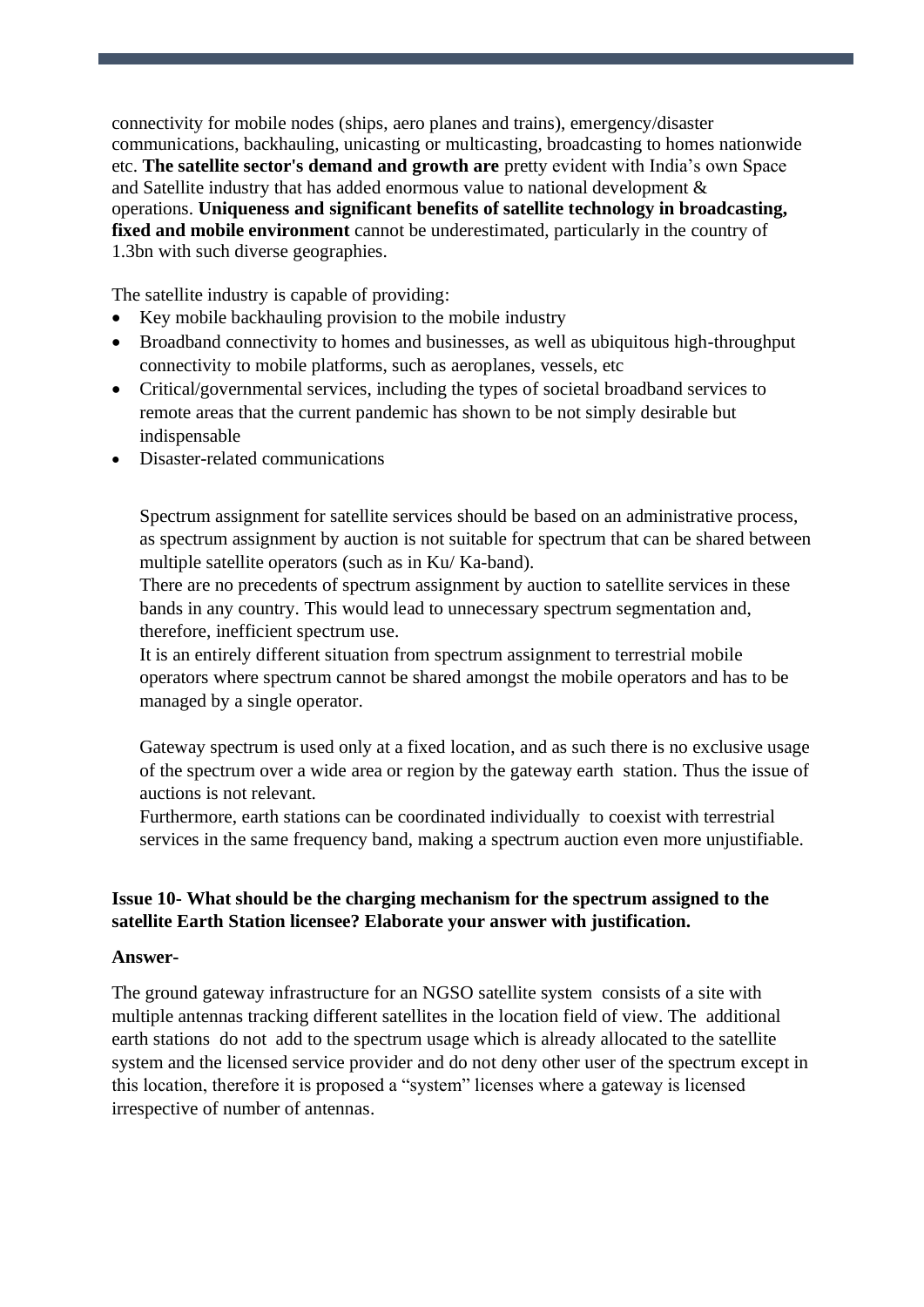connectivity for mobile nodes (ships, aero planes and trains), emergency/disaster communications, backhauling, unicasting or multicasting, broadcasting to homes nationwide etc. **The satellite sector's demand and growth are** pretty evident with India's own Space and Satellite industry that has added enormous value to national development & operations. **Uniqueness and significant benefits of satellite technology in broadcasting, fixed and mobile environment** cannot be underestimated, particularly in the country of 1.3bn with such diverse geographies.

The satellite industry is capable of providing:

- Key mobile backhauling provision to the mobile industry
- Broadband connectivity to homes and businesses, as well as ubiquitous high-throughput connectivity to mobile platforms, such as aeroplanes, vessels, etc
- Critical/governmental services, including the types of societal broadband services to remote areas that the current pandemic has shown to be not simply desirable but indispensable
- Disaster-related communications

Spectrum assignment for satellite services should be based on an administrative process, as spectrum assignment by auction is not suitable for spectrum that can be shared between multiple satellite operators (such as in Ku/ Ka-band).
There are no precedents of spectrum assignment by auction to satellite services in these bands in any country. This would lead to unnecessary spectrum segmentation and, therefore, inefficient spectrum use.
It is an entirely different situation from spectrum assignment to terrestrial mobile operators where spectrum cannot be shared amongst the mobile operators and has to be managed by a single operator.

Gateway spectrum is used only at a fixed location, and as such there is no exclusive usage of the spectrum over a wide area or region by the gateway earth station. Thus the issue of auctions is not relevant.
Furthermore, earth stations can be coordinated individually to coexist with terrestrial services in the same frequency band, making a spectrum auction even more unjustifiable.

**Issue 10- What should be the charging mechanism for the spectrum assigned to the satellite Earth Station licensee? Elaborate your answer with justification.**

**Answer-**

The ground gateway infrastructure for an NGSO satellite system consists of a site with multiple antennas tracking different satellites in the location field of view. The additional earth stations do not add to the spectrum usage which is already allocated to the satellite system and the licensed service provider and do not deny other user of the spectrum except in this location, therefore it is proposed a "system" licenses where a gateway is licensed irrespective of number of antennas.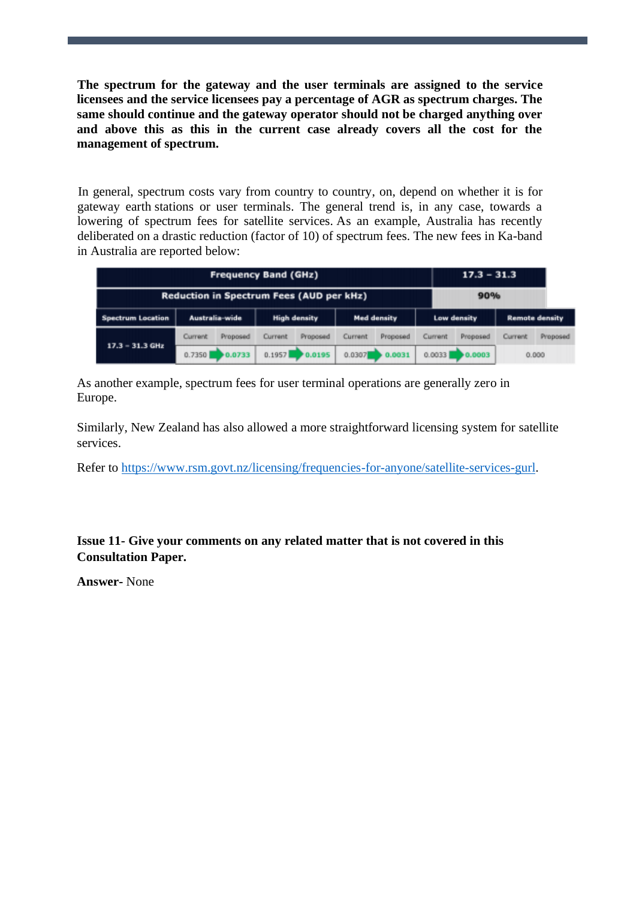**The spectrum for the gateway and the user terminals are assigned to the service licensees and the service licensees pay a percentage of AGR as spectrum charges. The same should continue and the gateway operator should not be charged anything over and above this as this in the current case already covers all the cost for the management of spectrum.**

In general, spectrum costs vary from country to country, on, depend on whether it is for gateway earth stations or user terminals. The general trend is, in any case, towards a lowering of spectrum fees for satellite services. As an example, Australia has recently deliberated on a drastic reduction (factor of 10) of spectrum fees. The new fees in Ka-band in Australia are reported below:

| Frequency Band (GHz) | | | | | | | | | 17.3 – 31.3 | |
|---|---|---|---|---|---|---|---|---|---|---|
| Reduction in Spectrum Fees (AUD per kHz) | | | | | | | | | 90% | |
| Spectrum Location | Australia-wide | | High density | | Med density | | Low density | | Remote density | |
| | Current | Proposed | Current | Proposed | Current | Proposed | Current | Proposed | Current | Proposed |
| 17.3 – 31.3 GHz | 0.7350 | 0.0733 | 0.1957 | 0.0195 | 0.0307 | 0.0031 | 0.0033 | 0.0003 | 0.000 | |

As another example, spectrum fees for user terminal operations are generally zero in Europe.

Similarly, New Zealand has also allowed a more straightforward licensing system for satellite services.

Refer to https://www.rsm.govt.nz/licensing/frequencies-for-anyone/satellite-services-gurl.

**Issue 11- Give your comments on any related matter that is not covered in this Consultation Paper.**

**Answer-** None